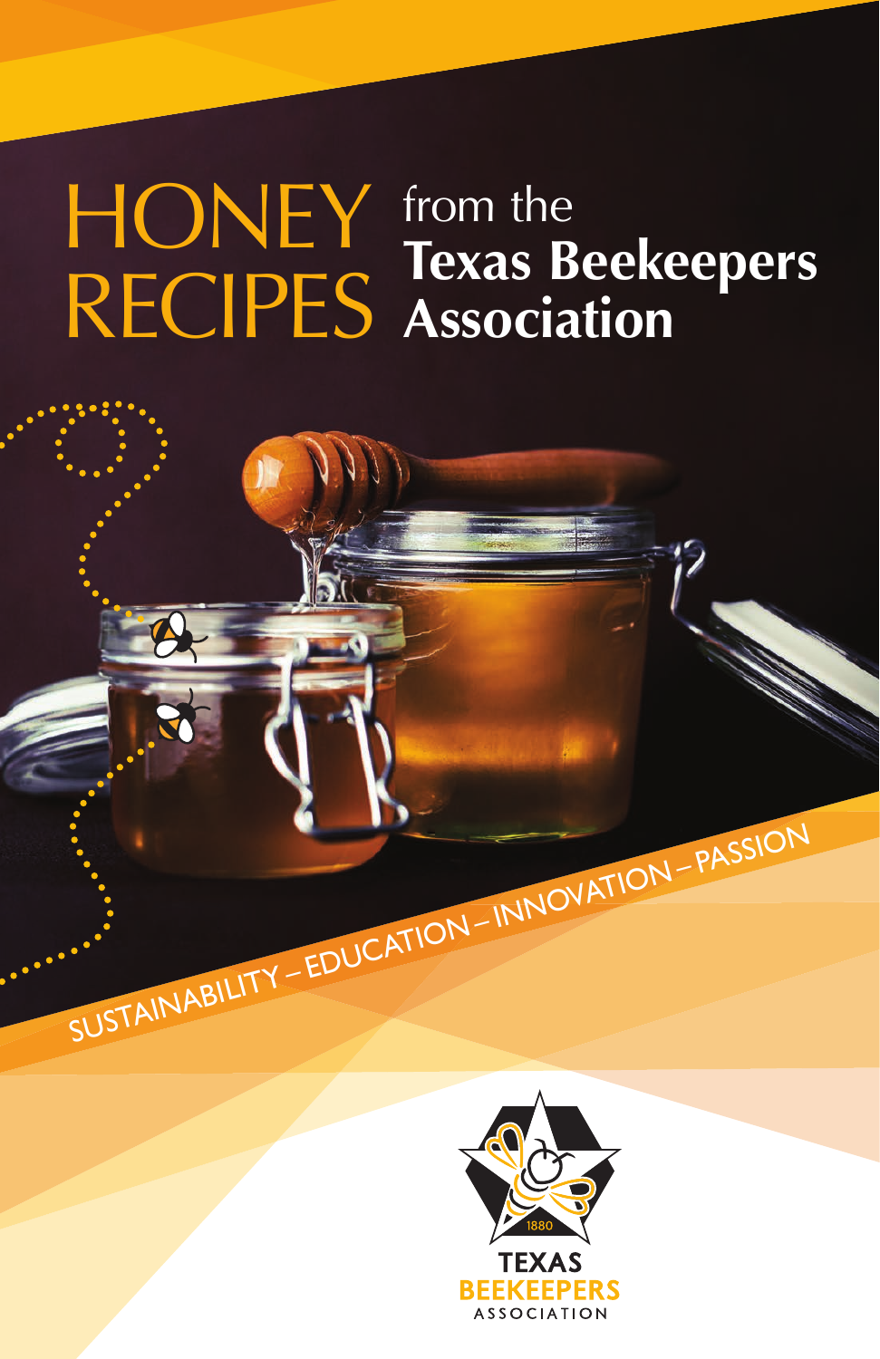# HONEY RECIPES from the Texas Beekeepers Association

SUSTAINABILITY – EDUCATION – INNOVATION – PASSION

1880

TEXAS BEEKEEPERS ASSOCIATION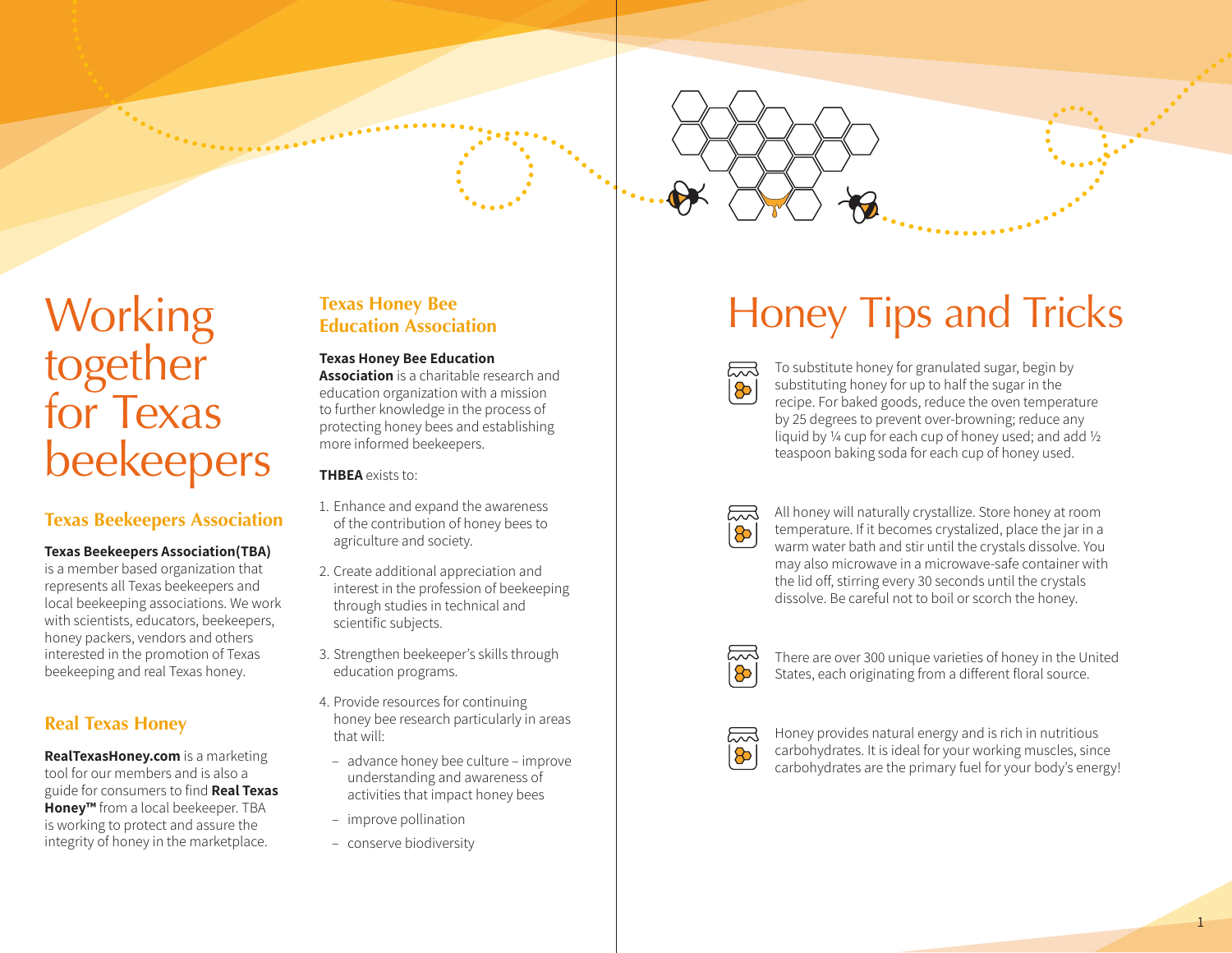# Working together for Texas beekeepers

## Texas Beekeepers Association

**Texas Beekeepers Association(TBA)** is a member based organization that represents all Texas beekeepers and local beekeeping associations. We work with scientists, educators, beekeepers, honey packers, vendors and others interested in the promotion of Texas beekeeping and real Texas honey.

## Real Texas Honey

**RealTexasHoney.com** is a marketing tool for our members and is also a guide for consumers to find **Real Texas Honey™** from a local beekeeper. TBA is working to protect and assure the integrity of honey in the marketplace.

## Texas Honey Bee Education Association

**Texas Honey Bee Education Association** is a charitable research and education organization with a mission to further knowledge in the process of protecting honey bees and establishing more informed beekeepers.

**THBEA** exists to:

1. Enhance and expand the awareness of the contribution of honey bees to agriculture and society.
2. Create additional appreciation and interest in the profession of beekeeping through studies in technical and scientific subjects.
3. Strengthen beekeeper's skills through education programs.
4. Provide resources for continuing honey bee research particularly in areas that will:
   - advance honey bee culture – improve understanding and awareness of activities that impact honey bees
   - improve pollination
   - conserve biodiversity

# Honey Tips and Tricks

To substitute honey for granulated sugar, begin by substituting honey for up to half the sugar in the recipe. For baked goods, reduce the oven temperature by 25 degrees to prevent over-browning; reduce any liquid by ¼ cup for each cup of honey used; and add ½ teaspoon baking soda for each cup of honey used.

All honey will naturally crystallize. Store honey at room temperature. If it becomes crystalized, place the jar in a warm water bath and stir until the crystals dissolve. You may also microwave in a microwave-safe container with the lid off, stirring every 30 seconds until the crystals dissolve. Be careful not to boil or scorch the honey.

There are over 300 unique varieties of honey in the United States, each originating from a different floral source.

Honey provides natural energy and is rich in nutritious carbohydrates. It is ideal for your working muscles, since carbohydrates are the primary fuel for your body's energy!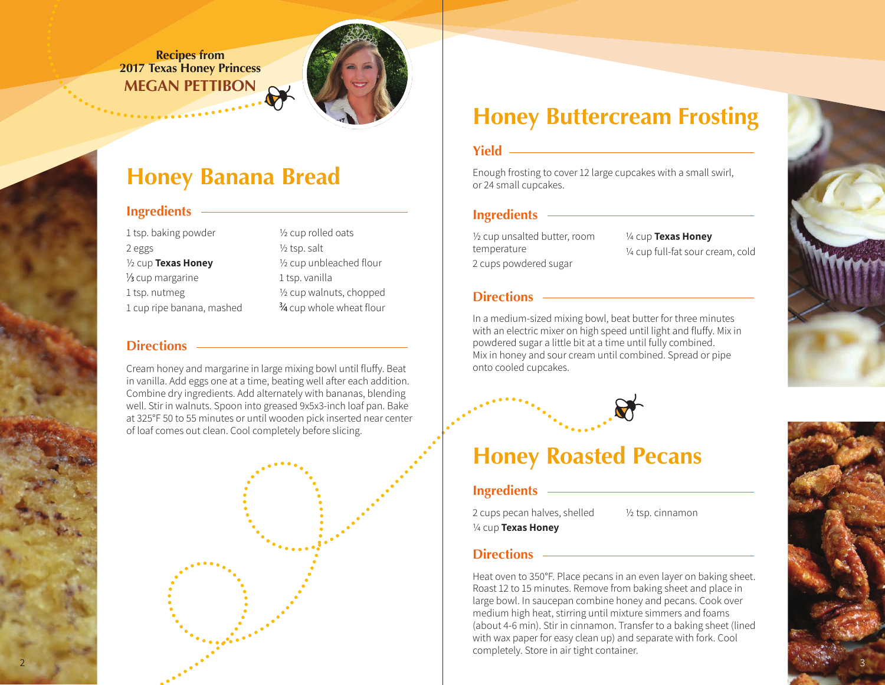Recipes from
2017 Texas Honey Princess
**MEGAN PETTIBON**

# Honey Banana Bread

## Ingredients

- 1 tsp. baking powder
- 2 eggs
- ½ cup **Texas Honey**
- ⅓ cup margarine
- 1 tsp. nutmeg
- 1 cup ripe banana, mashed
- ½ cup rolled oats
- ½ tsp. salt
- ½ cup unbleached flour
- 1 tsp. vanilla
- ½ cup walnuts, chopped
- ¾ cup whole wheat flour

## Directions

Cream honey and margarine in large mixing bowl until fluffy. Beat in vanilla. Add eggs one at a time, beating well after each addition. Combine dry ingredients. Add alternately with bananas, blending well. Stir in walnuts. Spoon into greased 9x5x3-inch loaf pan. Bake at 325°F 50 to 55 minutes or until wooden pick inserted near center of loaf comes out clean. Cool completely before slicing.

# Honey Buttercream Frosting

## Yield

Enough frosting to cover 12 large cupcakes with a small swirl, or 24 small cupcakes.

## Ingredients

- ½ cup unsalted butter, room temperature
- 2 cups powdered sugar
- ¼ cup **Texas Honey**
- ¼ cup full-fat sour cream, cold

## Directions

In a medium-sized mixing bowl, beat butter for three minutes with an electric mixer on high speed until light and fluffy. Mix in powdered sugar a little bit at a time until fully combined. Mix in honey and sour cream until combined. Spread or pipe onto cooled cupcakes.

# Honey Roasted Pecans

## Ingredients

- 2 cups pecan halves, shelled
- ¼ cup **Texas Honey**
- ½ tsp. cinnamon

## Directions

Heat oven to 350°F. Place pecans in an even layer on baking sheet. Roast 12 to 15 minutes. Remove from baking sheet and place in large bowl. In saucepan combine honey and pecans. Cook over medium high heat, stirring until mixture simmers and foams (about 4-6 min). Stir in cinnamon. Transfer to a baking sheet (lined with wax paper for easy clean up) and separate with fork. Cool completely. Store in air tight container.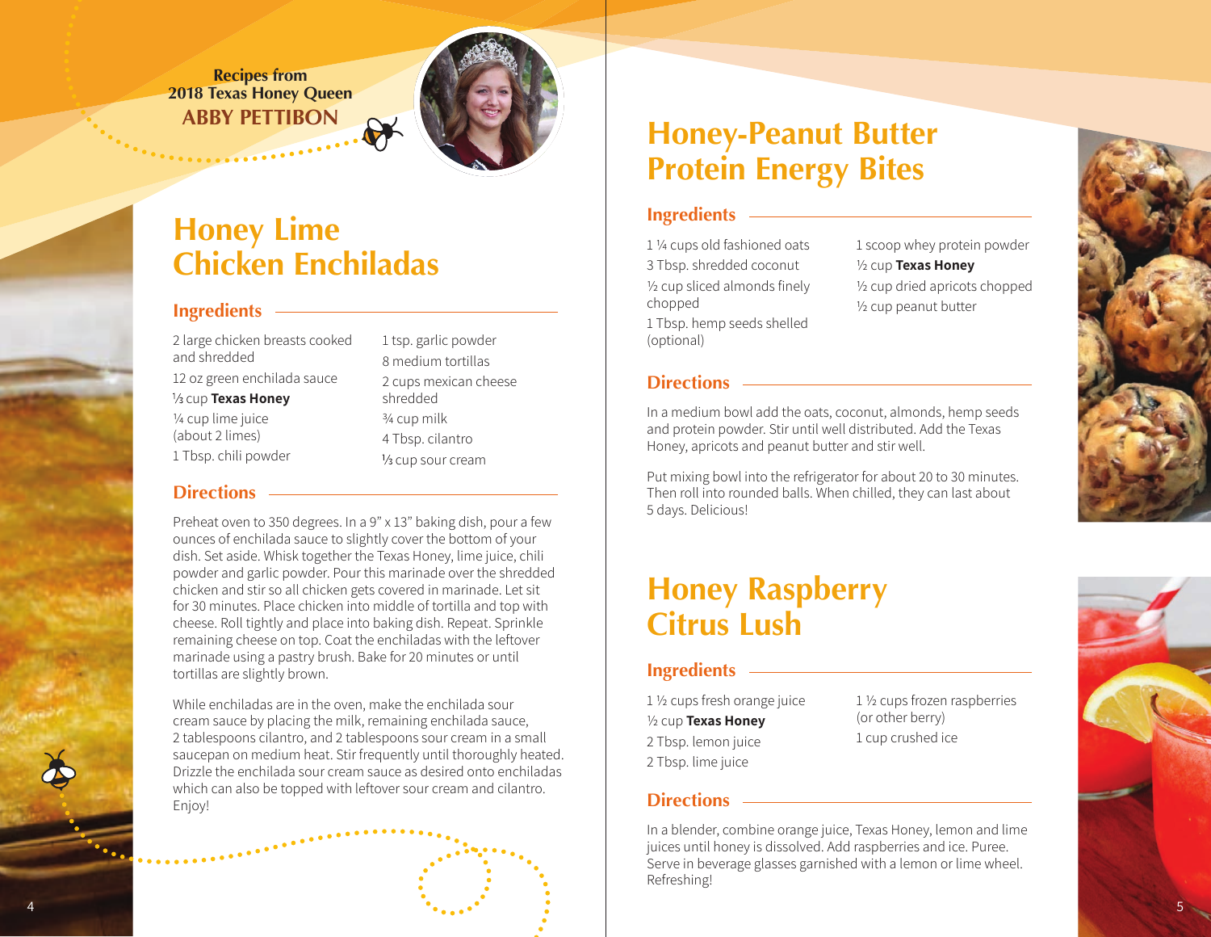Recipes from
2018 Texas Honey Queen
**ABBY PETTIBON**

# Honey Lime Chicken Enchiladas

## Ingredients

2 large chicken breasts cooked and shredded
12 oz green enchilada sauce
⅓ cup **Texas Honey**
¼ cup lime juice (about 2 limes)
1 Tbsp. chili powder
1 tsp. garlic powder
8 medium tortillas
2 cups mexican cheese shredded
¾ cup milk
4 Tbsp. cilantro
⅓ cup sour cream

## Directions

Preheat oven to 350 degrees. In a 9" x 13" baking dish, pour a few ounces of enchilada sauce to slightly cover the bottom of your dish. Set aside. Whisk together the Texas Honey, lime juice, chili powder and garlic powder. Pour this marinade over the shredded chicken and stir so all chicken gets covered in marinade. Let sit for 30 minutes. Place chicken into middle of tortilla and top with cheese. Roll tightly and place into baking dish. Repeat. Sprinkle remaining cheese on top. Coat the enchiladas with the leftover marinade using a pastry brush. Bake for 20 minutes or until tortillas are slightly brown.

While enchiladas are in the oven, make the enchilada sour cream sauce by placing the milk, remaining enchilada sauce, 2 tablespoons cilantro, and 2 tablespoons sour cream in a small saucepan on medium heat. Stir frequently until thoroughly heated. Drizzle the enchilada sour cream sauce as desired onto enchiladas which can also be topped with leftover sour cream and cilantro. Enjoy!

# Honey-Peanut Butter Protein Energy Bites

## Ingredients

1 ¼ cups old fashioned oats
3 Tbsp. shredded coconut
½ cup sliced almonds finely chopped
1 Tbsp. hemp seeds shelled (optional)
1 scoop whey protein powder
½ cup **Texas Honey**
½ cup dried apricots chopped
½ cup peanut butter

## Directions

In a medium bowl add the oats, coconut, almonds, hemp seeds and protein powder. Stir until well distributed. Add the Texas Honey, apricots and peanut butter and stir well.

Put mixing bowl into the refrigerator for about 20 to 30 minutes. Then roll into rounded balls. When chilled, they can last about 5 days. Delicious!

# Honey Raspberry Citrus Lush

## Ingredients

1 ½ cups fresh orange juice
½ cup **Texas Honey**
2 Tbsp. lemon juice
2 Tbsp. lime juice
1 ½ cups frozen raspberries (or other berry)
1 cup crushed ice

## Directions

In a blender, combine orange juice, Texas Honey, lemon and lime juices until honey is dissolved. Add raspberries and ice. Puree. Serve in beverage glasses garnished with a lemon or lime wheel. Refreshing!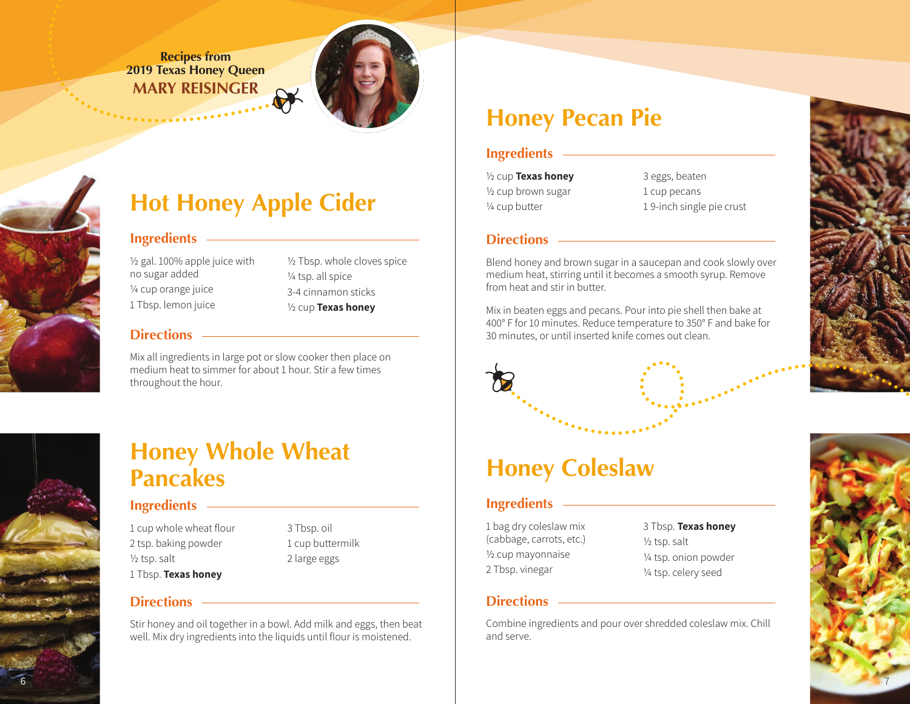Recipes from
2019 Texas Honey Queen
**MARY REISINGER**

# Hot Honey Apple Cider

## Ingredients

½ gal. 100% apple juice with no sugar added
¼ cup orange juice
1 Tbsp. lemon juice
½ Tbsp. whole cloves spice
¼ tsp. all spice
3-4 cinnamon sticks
½ cup **Texas honey**

## Directions

Mix all ingredients in large pot or slow cooker then place on medium heat to simmer for about 1 hour. Stir a few times throughout the hour.

# Honey Whole Wheat Pancakes

## Ingredients

1 cup whole wheat flour
2 tsp. baking powder
½ tsp. salt
1 Tbsp. **Texas honey**
3 Tbsp. oil
1 cup buttermilk
2 large eggs

## Directions

Stir honey and oil together in a bowl. Add milk and eggs, then beat well. Mix dry ingredients into the liquids until flour is moistened.

# Honey Pecan Pie

## Ingredients

½ cup **Texas honey**
½ cup brown sugar
¼ cup butter
3 eggs, beaten
1 cup pecans
1 9-inch single pie crust

## Directions

Blend honey and brown sugar in a saucepan and cook slowly over medium heat, stirring until it becomes a smooth syrup. Remove from heat and stir in butter.

Mix in beaten eggs and pecans. Pour into pie shell then bake at 400° F for 10 minutes. Reduce temperature to 350° F and bake for 30 minutes, or until inserted knife comes out clean.

# Honey Coleslaw

## Ingredients

1 bag dry coleslaw mix (cabbage, carrots, etc.)
½ cup mayonnaise
2 Tbsp. vinegar
3 Tbsp. **Texas honey**
½ tsp. salt
¼ tsp. onion powder
¼ tsp. celery seed

## Directions

Combine ingredients and pour over shredded coleslaw mix. Chill and serve.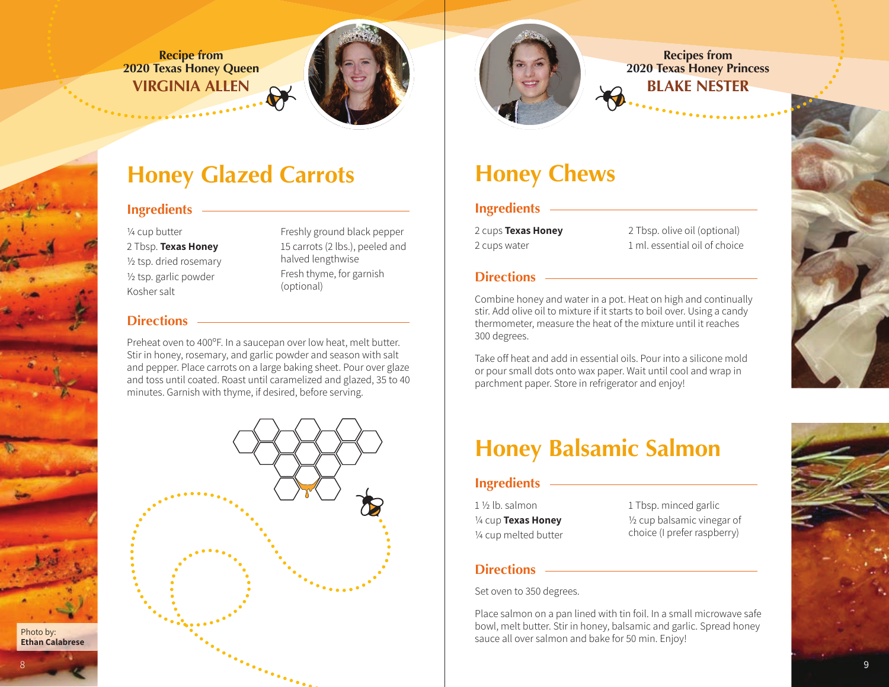Recipe from
2020 Texas Honey Queen
**VIRGINIA ALLEN**

# Honey Glazed Carrots

## Ingredients

¼ cup butter
2 Tbsp. **Texas Honey**
½ tsp. dried rosemary
½ tsp. garlic powder
Kosher salt
Freshly ground black pepper
15 carrots (2 lbs.), peeled and halved lengthwise
Fresh thyme, for garnish (optional)

## Directions

Preheat oven to 400°F. In a saucepan over low heat, melt butter. Stir in honey, rosemary, and garlic powder and season with salt and pepper. Place carrots on a large baking sheet. Pour over glaze and toss until coated. Roast until caramelized and glazed, 35 to 40 minutes. Garnish with thyme, if desired, before serving.

Photo by:
**Ethan Calabrese**

Recipes from
2020 Texas Honey Princess
**BLAKE NESTER**

# Honey Chews

## Ingredients

2 cups **Texas Honey**
2 cups water
2 Tbsp. olive oil (optional)
1 ml. essential oil of choice

## Directions

Combine honey and water in a pot. Heat on high and continually stir. Add olive oil to mixture if it starts to boil over. Using a candy thermometer, measure the heat of the mixture until it reaches 300 degrees.

Take off heat and add in essential oils. Pour into a silicone mold or pour small dots onto wax paper. Wait until cool and wrap in parchment paper. Store in refrigerator and enjoy!

# Honey Balsamic Salmon

## Ingredients

1 ½ lb. salmon
¼ cup **Texas Honey**
¼ cup melted butter
1 Tbsp. minced garlic
½ cup balsamic vinegar of choice (I prefer raspberry)

## Directions

Set oven to 350 degrees.

Place salmon on a pan lined with tin foil. In a small microwave safe bowl, melt butter. Stir in honey, balsamic and garlic. Spread honey sauce all over salmon and bake for 50 min. Enjoy!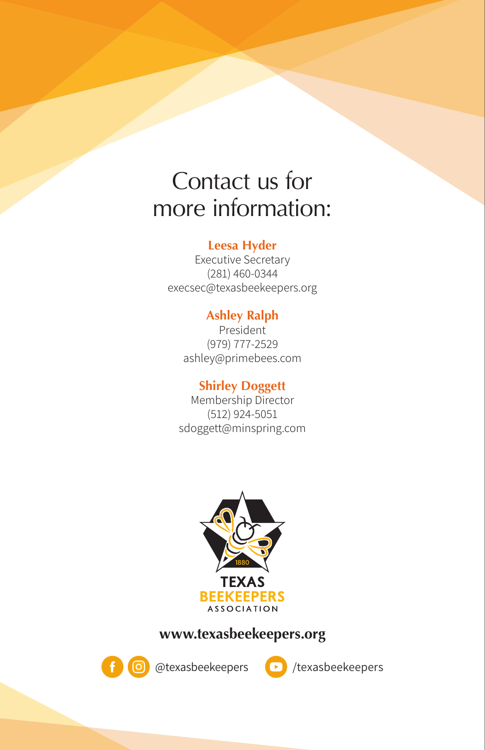# Contact us for more information:

**Leesa Hyder**
Executive Secretary
(281) 460-0344
execsec@texasbeekeepers.org

**Ashley Ralph**
President
(979) 777-2529
ashley@primebees.com

**Shirley Doggett**
Membership Director
(512) 924-5051
sdoggett@minspring.com

1880
TEXAS
BEEKEEPERS
ASSOCIATION

**www.texasbeekeepers.org**

@texasbeekeepers /texasbeekeepers